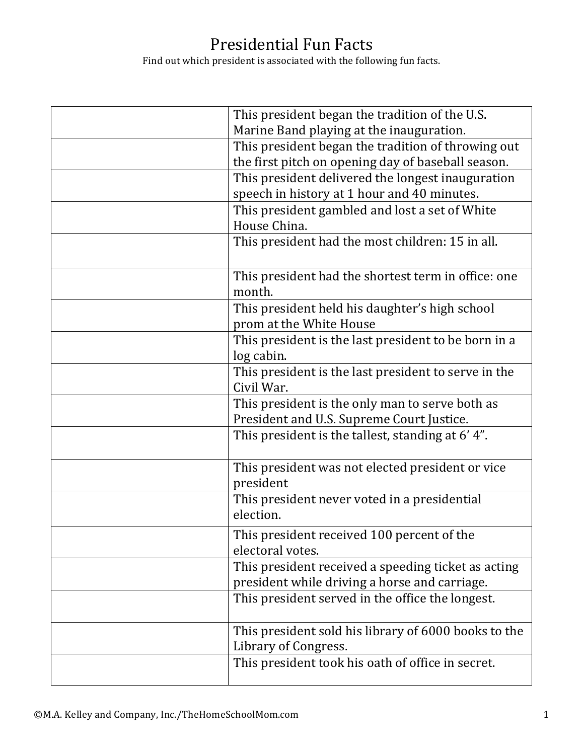# Presidential Fun Facts

Find out which president is associated with the following fun facts.

| | |
|---|---|
| | This president began the tradition of the U.S. Marine Band playing at the inauguration. |
| | This president began the tradition of throwing out the first pitch on opening day of baseball season. |
| | This president delivered the longest inauguration speech in history at 1 hour and 40 minutes. |
| | This president gambled and lost a set of White House China. |
| | This president had the most children: 15 in all. |
| | This president had the shortest term in office: one month. |
| | This president held his daughter's high school prom at the White House |
| | This president is the last president to be born in a log cabin. |
| | This president is the last president to serve in the Civil War. |
| | This president is the only man to serve both as President and U.S. Supreme Court Justice. |
| | This president is the tallest, standing at 6' 4". |
| | This president was not elected president or vice president |
| | This president never voted in a presidential election. |
| | This president received 100 percent of the electoral votes. |
| | This president received a speeding ticket as acting president while driving a horse and carriage. |
| | This president served in the office the longest. |
| | This president sold his library of 6000 books to the Library of Congress. |
| | This president took his oath of office in secret. |

©M.A. Kelley and Company, Inc./TheHomeSchoolMom.com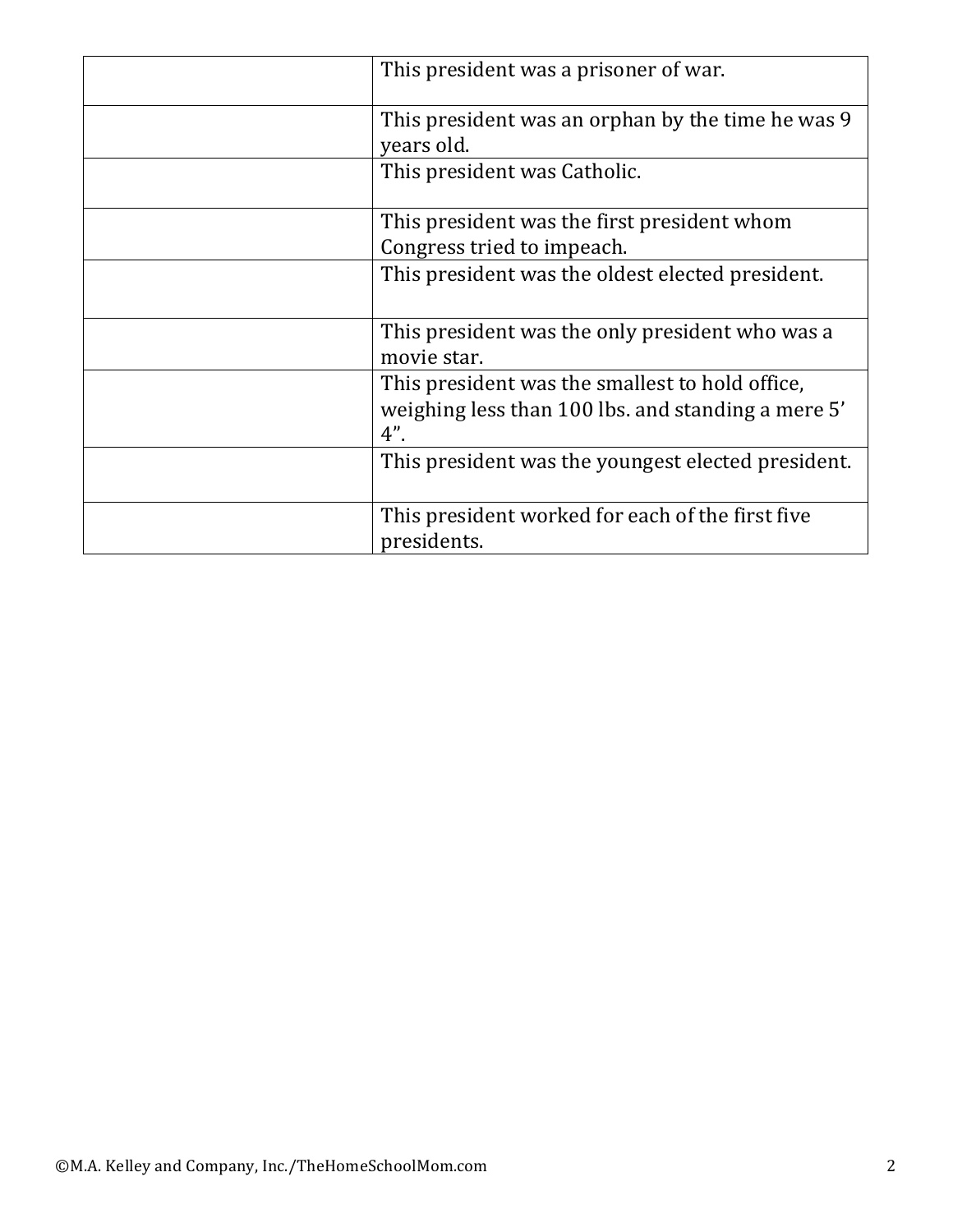| | |
|---|---|
| | This president was a prisoner of war. |
| | This president was an orphan by the time he was 9 years old. |
| | This president was Catholic. |
| | This president was the first president whom Congress tried to impeach. |
| | This president was the oldest elected president. |
| | This president was the only president who was a movie star. |
| | This president was the smallest to hold office, weighing less than 100 lbs. and standing a mere 5' 4". |
| | This president was the youngest elected president. |
| | This president worked for each of the first five presidents. |

©M.A. Kelley and Company, Inc./TheHomeSchoolMom.com